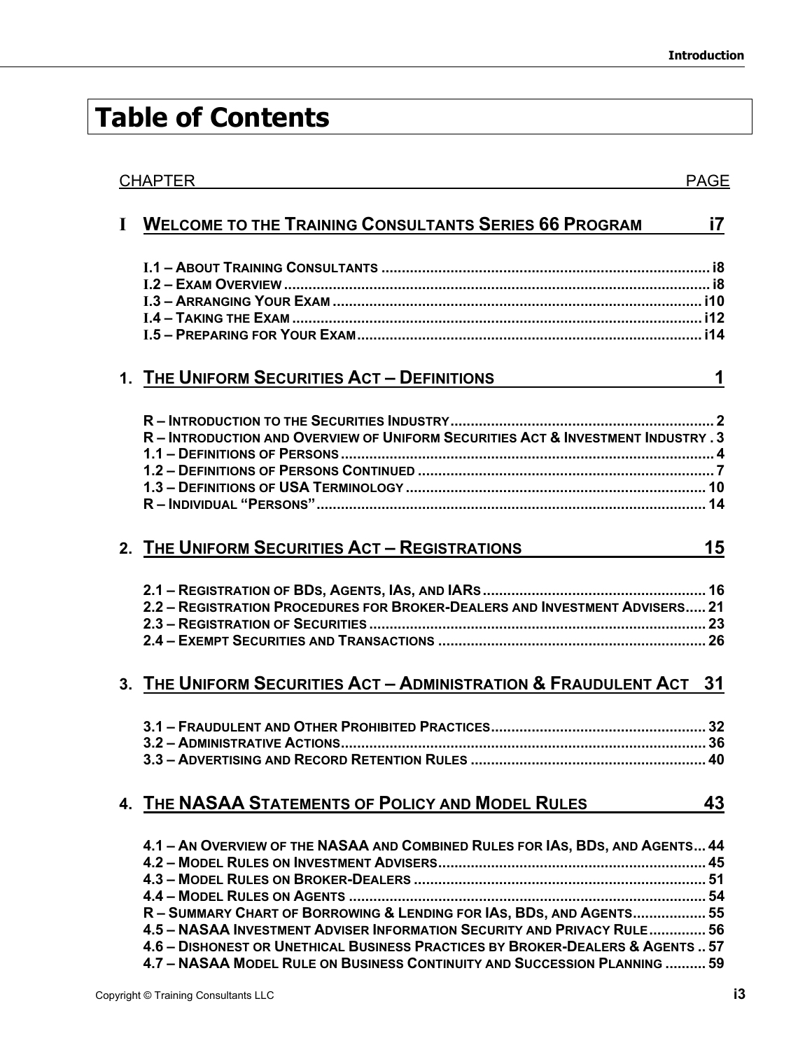# Table of Contents

| CHAPTER | PAGE |
| --- | --- |
| **I WELCOME TO THE TRAINING CONSULTANTS SERIES 66 PROGRAM** | **i7** |
| I.1 – About Training Consultants | i8 |
| I.2 – Exam Overview | i8 |
| I.3 – Arranging Your Exam | i10 |
| I.4 – Taking the Exam | i12 |
| I.5 – Preparing for Your Exam | i14 |
| **1. THE UNIFORM SECURITIES ACT – DEFINITIONS** | **1** |
| R – Introduction to the Securities Industry | 2 |
| R – Introduction and Overview of Uniform Securities Act & Investment Industry | 3 |
| 1.1 – Definitions of Persons | 4 |
| 1.2 – Definitions of Persons Continued | 7 |
| 1.3 – Definitions of USA Terminology | 10 |
| R – Individual "Persons" | 14 |
| **2. THE UNIFORM SECURITIES ACT – REGISTRATIONS** | **15** |
| 2.1 – Registration of BDs, Agents, IAs, and IARs | 16 |
| 2.2 – Registration Procedures for Broker-Dealers and Investment Advisers | 21 |
| 2.3 – Registration of Securities | 23 |
| 2.4 – Exempt Securities and Transactions | 26 |
| **3. THE UNIFORM SECURITIES ACT – ADMINISTRATION & FRAUDULENT ACT** | **31** |
| 3.1 – Fraudulent and Other Prohibited Practices | 32 |
| 3.2 – Administrative Actions | 36 |
| 3.3 – Advertising and Record Retention Rules | 40 |
| **4. THE NASAA STATEMENTS OF POLICY AND MODEL RULES** | **43** |
| 4.1 – An Overview of the NASAA and Combined Rules for IAs, BDs, and Agents | 44 |
| 4.2 – Model Rules on Investment Advisers | 45 |
| 4.3 – Model Rules on Broker-Dealers | 51 |
| 4.4 – Model Rules on Agents | 54 |
| R – Summary Chart of Borrowing & Lending for IAs, BDs, and Agents | 55 |
| 4.5 – NASAA Investment Adviser Information Security and Privacy Rule | 56 |
| 4.6 – Dishonest or Unethical Business Practices by Broker-Dealers & Agents | 57 |
| 4.7 – NASAA Model Rule on Business Continuity and Succession Planning | 59 |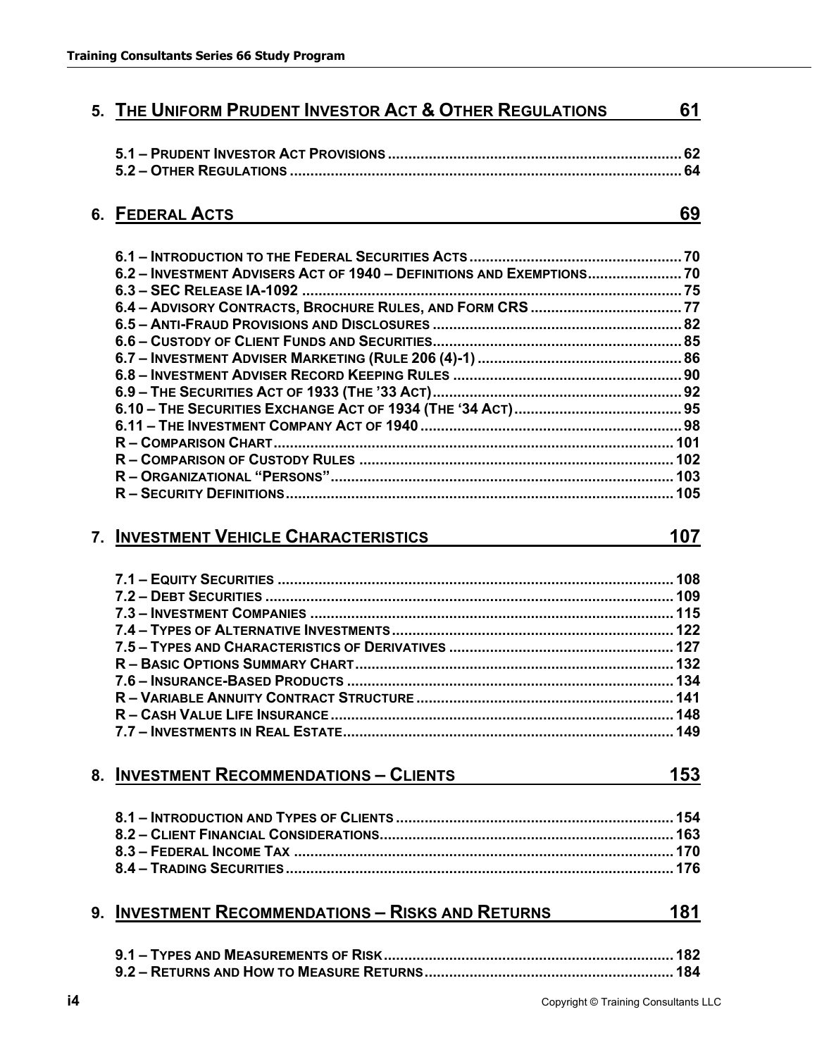## 5. THE UNIFORM PRUDENT INVESTOR ACT & OTHER REGULATIONS — 61

- 5.1 – PRUDENT INVESTOR ACT PROVISIONS .......... 62
- 5.2 – OTHER REGULATIONS .......... 64

## 6. FEDERAL ACTS — 69

- 6.1 – INTRODUCTION TO THE FEDERAL SECURITIES ACTS .......... 70
- 6.2 – INVESTMENT ADVISERS ACT OF 1940 – DEFINITIONS AND EXEMPTIONS .......... 70
- 6.3 – SEC RELEASE IA-1092 .......... 75
- 6.4 – ADVISORY CONTRACTS, BROCHURE RULES, AND FORM CRS .......... 77
- 6.5 – ANTI-FRAUD PROVISIONS AND DISCLOSURES .......... 82
- 6.6 – CUSTODY OF CLIENT FUNDS AND SECURITIES .......... 85
- 6.7 – INVESTMENT ADVISER MARKETING (RULE 206 (4)-1) .......... 86
- 6.8 – INVESTMENT ADVISER RECORD KEEPING RULES .......... 90
- 6.9 – THE SECURITIES ACT OF 1933 (THE '33 ACT) .......... 92
- 6.10 – THE SECURITIES EXCHANGE ACT OF 1934 (THE '34 ACT) .......... 95
- 6.11 – THE INVESTMENT COMPANY ACT OF 1940 .......... 98
- R – COMPARISON CHART .......... 101
- R – COMPARISON OF CUSTODY RULES .......... 102
- R – ORGANIZATIONAL "PERSONS" .......... 103
- R – SECURITY DEFINITIONS .......... 105

## 7. INVESTMENT VEHICLE CHARACTERISTICS — 107

- 7.1 – EQUITY SECURITIES .......... 108
- 7.2 – DEBT SECURITIES .......... 109
- 7.3 – INVESTMENT COMPANIES .......... 115
- 7.4 – TYPES OF ALTERNATIVE INVESTMENTS .......... 122
- 7.5 – TYPES AND CHARACTERISTICS OF DERIVATIVES .......... 127
- R – BASIC OPTIONS SUMMARY CHART .......... 132
- 7.6 – INSURANCE-BASED PRODUCTS .......... 134
- R – VARIABLE ANNUITY CONTRACT STRUCTURE .......... 141
- R – CASH VALUE LIFE INSURANCE .......... 148
- 7.7 – INVESTMENTS IN REAL ESTATE .......... 149

## 8. INVESTMENT RECOMMENDATIONS – CLIENTS — 153

- 8.1 – INTRODUCTION AND TYPES OF CLIENTS .......... 154
- 8.2 – CLIENT FINANCIAL CONSIDERATIONS .......... 163
- 8.3 – FEDERAL INCOME TAX .......... 170
- 8.4 – TRADING SECURITIES .......... 176

## 9. INVESTMENT RECOMMENDATIONS – RISKS AND RETURNS — 181

- 9.1 – TYPES AND MEASUREMENTS OF RISK .......... 182
- 9.2 – RETURNS AND HOW TO MEASURE RETURNS .......... 184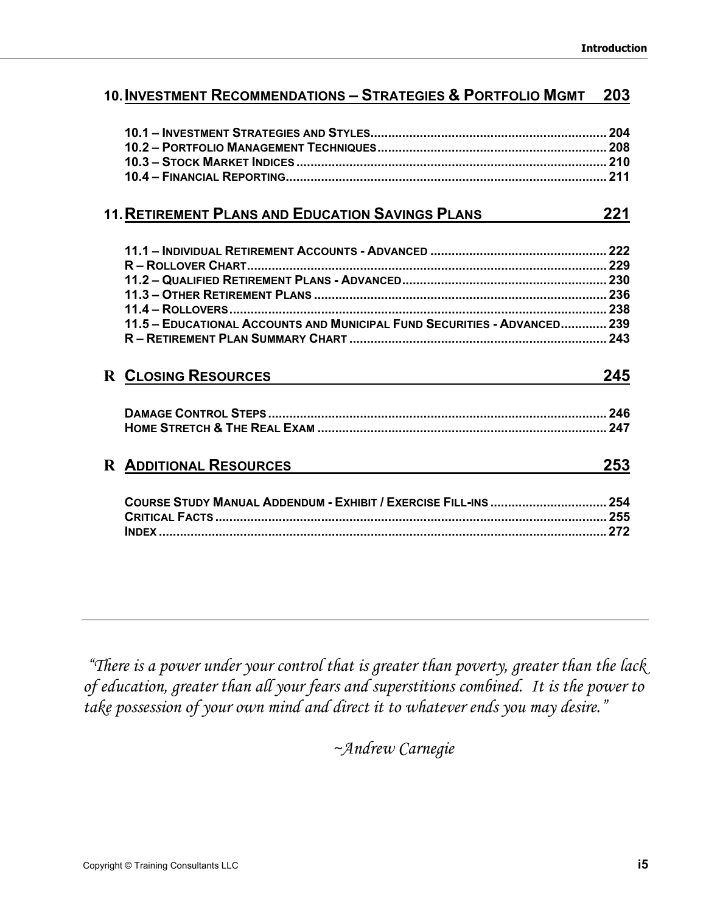## 10. INVESTMENT RECOMMENDATIONS – STRATEGIES & PORTFOLIO MGMT 203

**10.1 – INVESTMENT STRATEGIES AND STYLES** .......... 204
**10.2 – PORTFOLIO MANAGEMENT TECHNIQUES** .......... 208
**10.3 – STOCK MARKET INDICES** .......... 210
**10.4 – FINANCIAL REPORTING** .......... 211

## 11. RETIREMENT PLANS AND EDUCATION SAVINGS PLANS 221

**11.1 – INDIVIDUAL RETIREMENT ACCOUNTS - ADVANCED** .......... 222
**R – ROLLOVER CHART** .......... 229
**11.2 – QUALIFIED RETIREMENT PLANS - ADVANCED** .......... 230
**11.3 – OTHER RETIREMENT PLANS** .......... 236
**11.4 – ROLLOVERS** .......... 238
**11.5 – EDUCATIONAL ACCOUNTS AND MUNICIPAL FUND SECURITIES - ADVANCED** .......... 239
**R – RETIREMENT PLAN SUMMARY CHART** .......... 243

## R CLOSING RESOURCES 245

**DAMAGE CONTROL STEPS** .......... 246
**HOME STRETCH & THE REAL EXAM** .......... 247

## R ADDITIONAL RESOURCES 253

**COURSE STUDY MANUAL ADDENDUM - EXHIBIT / EXERCISE FILL-INS** .......... 254
**CRITICAL FACTS** .......... 255
**INDEX** .......... 272

---

*"There is a power under your control that is greater than poverty, greater than the lack of education, greater than all your fears and superstitions combined. It is the power to take possession of your own mind and direct it to whatever ends you may desire."*

*~Andrew Carnegie*